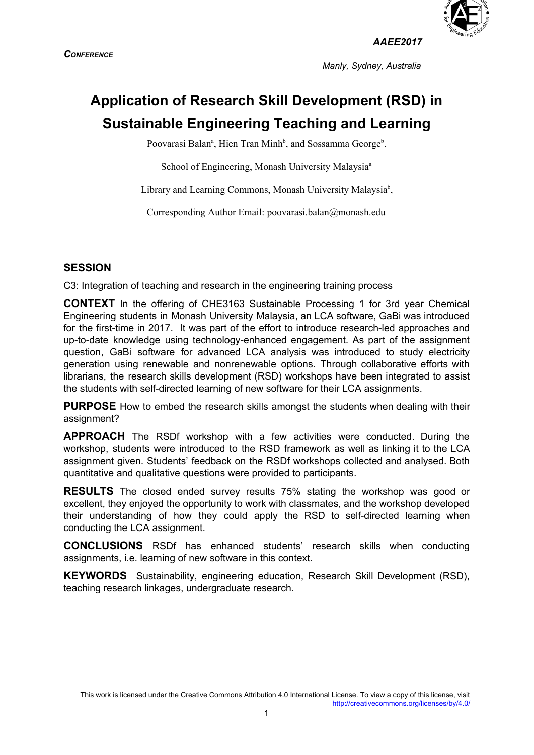# Application of Research Skill Development (RSD) in Sustainable Engineering Teaching and Learning

Poovarasi Balan[a], Hien Tran Minh[b], and Sossamma George[b].

School of Engineering, Monash University Malaysia[a]

Library and Learning Commons, Monash University Malaysia[b],

Corresponding Author Email: poovarasi.balan@monash.edu

## SESSION

C3: Integration of teaching and research in the engineering training process

**CONTEXT** In the offering of CHE3163 Sustainable Processing 1 for 3rd year Chemical Engineering students in Monash University Malaysia, an LCA software, GaBi was introduced for the first-time in 2017. It was part of the effort to introduce research-led approaches and up-to-date knowledge using technology-enhanced engagement. As part of the assignment question, GaBi software for advanced LCA analysis was introduced to study electricity generation using renewable and nonrenewable options. Through collaborative efforts with librarians, the research skills development (RSD) workshops have been integrated to assist the students with self-directed learning of new software for their LCA assignments.

**PURPOSE** How to embed the research skills amongst the students when dealing with their assignment?

**APPROACH** The RSDf workshop with a few activities were conducted. During the workshop, students were introduced to the RSD framework as well as linking it to the LCA assignment given. Students' feedback on the RSDf workshops collected and analysed. Both quantitative and qualitative questions were provided to participants.

**RESULTS** The closed ended survey results 75% stating the workshop was good or excellent, they enjoyed the opportunity to work with classmates, and the workshop developed their understanding of how they could apply the RSD to self-directed learning when conducting the LCA assignment.

**CONCLUSIONS** RSDf has enhanced students' research skills when conducting assignments, i.e. learning of new software in this context.

**KEYWORDS** Sustainability, engineering education, Research Skill Development (RSD), teaching research linkages, undergraduate research.

This work is licensed under the Creative Commons Attribution 4.0 International License. To view a copy of this license, visit http://creativecommons.org/licenses/by/4.0/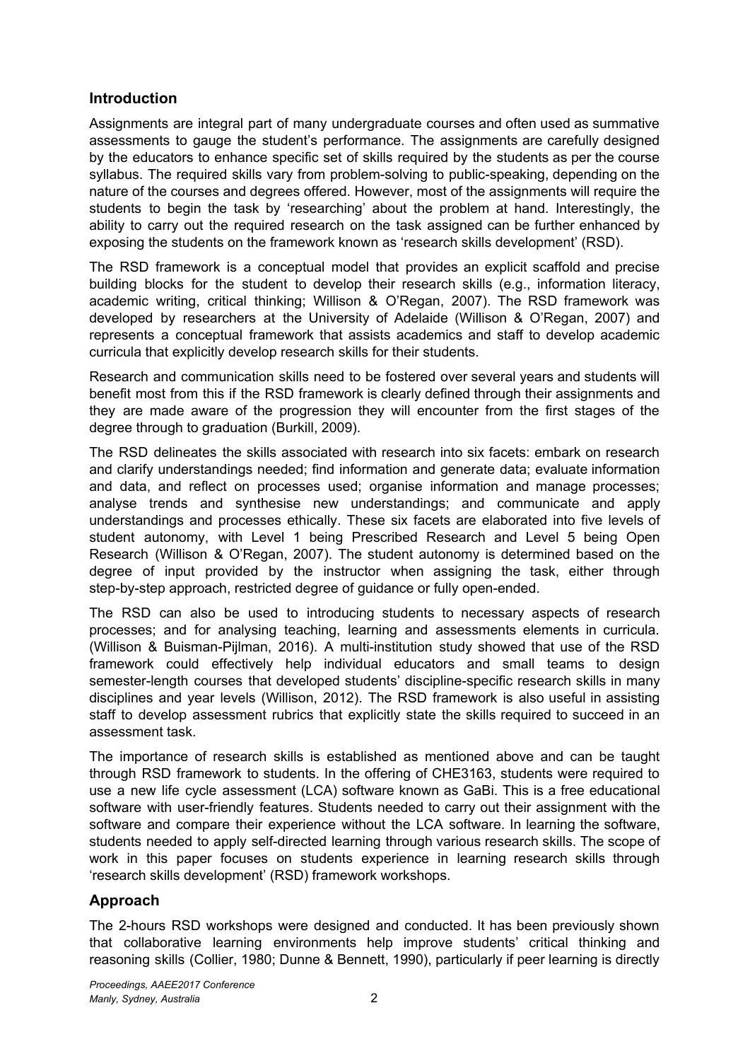## Introduction

Assignments are integral part of many undergraduate courses and often used as summative assessments to gauge the student's performance. The assignments are carefully designed by the educators to enhance specific set of skills required by the students as per the course syllabus. The required skills vary from problem-solving to public-speaking, depending on the nature of the courses and degrees offered. However, most of the assignments will require the students to begin the task by 'researching' about the problem at hand. Interestingly, the ability to carry out the required research on the task assigned can be further enhanced by exposing the students on the framework known as 'research skills development' (RSD).

The RSD framework is a conceptual model that provides an explicit scaffold and precise building blocks for the student to develop their research skills (e.g., information literacy, academic writing, critical thinking; Willison & O'Regan, 2007). The RSD framework was developed by researchers at the University of Adelaide (Willison & O'Regan, 2007) and represents a conceptual framework that assists academics and staff to develop academic curricula that explicitly develop research skills for their students.

Research and communication skills need to be fostered over several years and students will benefit most from this if the RSD framework is clearly defined through their assignments and they are made aware of the progression they will encounter from the first stages of the degree through to graduation (Burkill, 2009).

The RSD delineates the skills associated with research into six facets: embark on research and clarify understandings needed; find information and generate data; evaluate information and data, and reflect on processes used; organise information and manage processes; analyse trends and synthesise new understandings; and communicate and apply understandings and processes ethically. These six facets are elaborated into five levels of student autonomy, with Level 1 being Prescribed Research and Level 5 being Open Research (Willison & O'Regan, 2007). The student autonomy is determined based on the degree of input provided by the instructor when assigning the task, either through step-by-step approach, restricted degree of guidance or fully open-ended.

The RSD can also be used to introducing students to necessary aspects of research processes; and for analysing teaching, learning and assessments elements in curricula. (Willison & Buisman-Pijlman, 2016). A multi-institution study showed that use of the RSD framework could effectively help individual educators and small teams to design semester-length courses that developed students' discipline-specific research skills in many disciplines and year levels (Willison, 2012). The RSD framework is also useful in assisting staff to develop assessment rubrics that explicitly state the skills required to succeed in an assessment task.

The importance of research skills is established as mentioned above and can be taught through RSD framework to students. In the offering of CHE3163, students were required to use a new life cycle assessment (LCA) software known as GaBi. This is a free educational software with user-friendly features. Students needed to carry out their assignment with the software and compare their experience without the LCA software. In learning the software, students needed to apply self-directed learning through various research skills. The scope of work in this paper focuses on students experience in learning research skills through 'research skills development' (RSD) framework workshops.

## Approach

The 2-hours RSD workshops were designed and conducted. It has been previously shown that collaborative learning environments help improve students' critical thinking and reasoning skills (Collier, 1980; Dunne & Bennett, 1990), particularly if peer learning is directly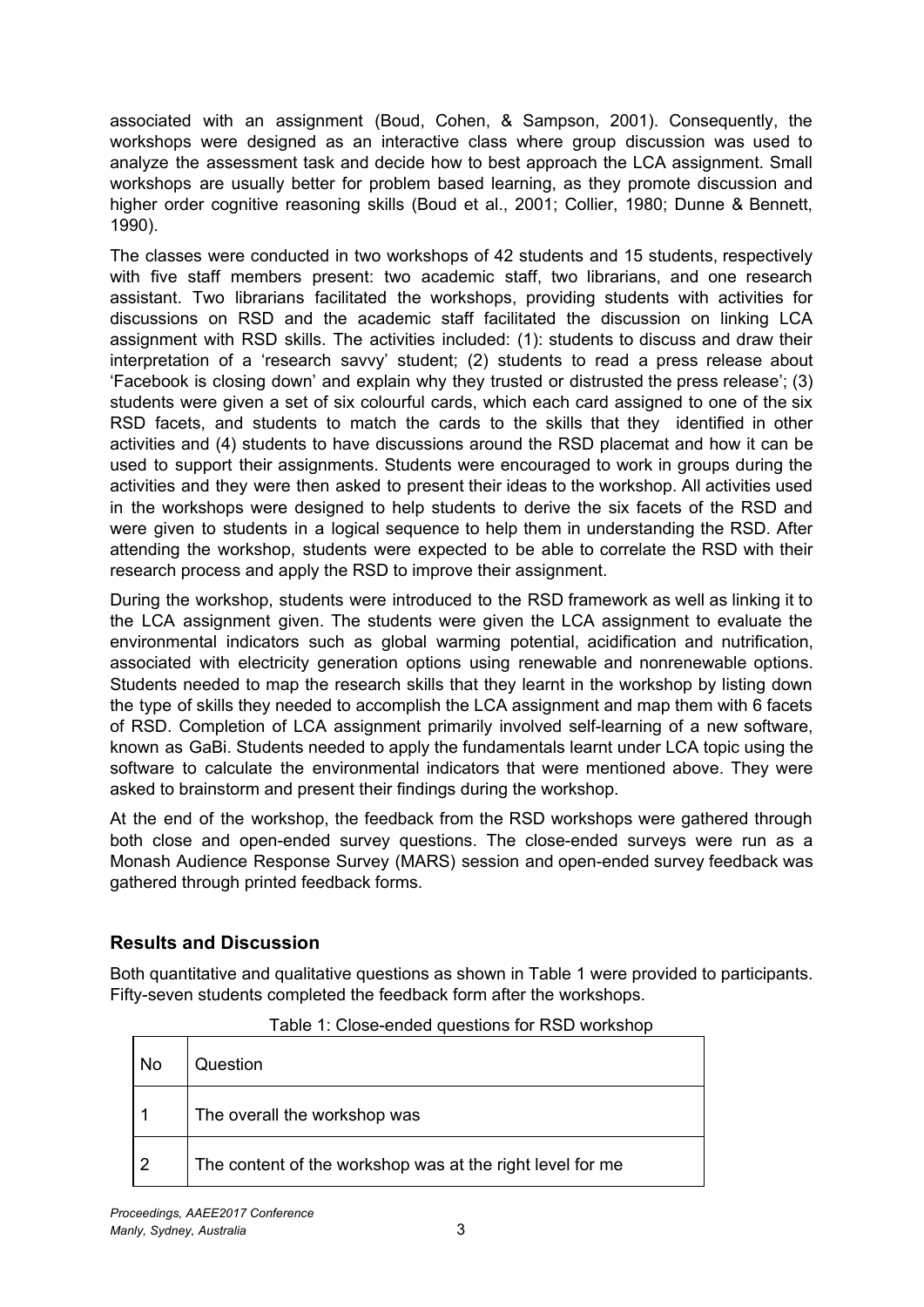associated with an assignment (Boud, Cohen, & Sampson, 2001). Consequently, the workshops were designed as an interactive class where group discussion was used to analyze the assessment task and decide how to best approach the LCA assignment. Small workshops are usually better for problem based learning, as they promote discussion and higher order cognitive reasoning skills (Boud et al., 2001; Collier, 1980; Dunne & Bennett, 1990).

The classes were conducted in two workshops of 42 students and 15 students, respectively with five staff members present: two academic staff, two librarians, and one research assistant. Two librarians facilitated the workshops, providing students with activities for discussions on RSD and the academic staff facilitated the discussion on linking LCA assignment with RSD skills. The activities included: (1): students to discuss and draw their interpretation of a 'research savvy' student; (2) students to read a press release about 'Facebook is closing down' and explain why they trusted or distrusted the press release'; (3) students were given a set of six colourful cards, which each card assigned to one of the six RSD facets, and students to match the cards to the skills that they identified in other activities and (4) students to have discussions around the RSD placemat and how it can be used to support their assignments. Students were encouraged to work in groups during the activities and they were then asked to present their ideas to the workshop. All activities used in the workshops were designed to help students to derive the six facets of the RSD and were given to students in a logical sequence to help them in understanding the RSD. After attending the workshop, students were expected to be able to correlate the RSD with their research process and apply the RSD to improve their assignment.

During the workshop, students were introduced to the RSD framework as well as linking it to the LCA assignment given. The students were given the LCA assignment to evaluate the environmental indicators such as global warming potential, acidification and nutrification, associated with electricity generation options using renewable and nonrenewable options. Students needed to map the research skills that they learnt in the workshop by listing down the type of skills they needed to accomplish the LCA assignment and map them with 6 facets of RSD. Completion of LCA assignment primarily involved self-learning of a new software, known as GaBi. Students needed to apply the fundamentals learnt under LCA topic using the software to calculate the environmental indicators that were mentioned above. They were asked to brainstorm and present their findings during the workshop.

At the end of the workshop, the feedback from the RSD workshops were gathered through both close and open-ended survey questions. The close-ended surveys were run as a Monash Audience Response Survey (MARS) session and open-ended survey feedback was gathered through printed feedback forms.

## Results and Discussion

Both quantitative and qualitative questions as shown in Table 1 were provided to participants. Fifty-seven students completed the feedback form after the workshops.

Table 1: Close-ended questions for RSD workshop

| No | Question |
|---|---|
| 1 | The overall the workshop was |
| 2 | The content of the workshop was at the right level for me |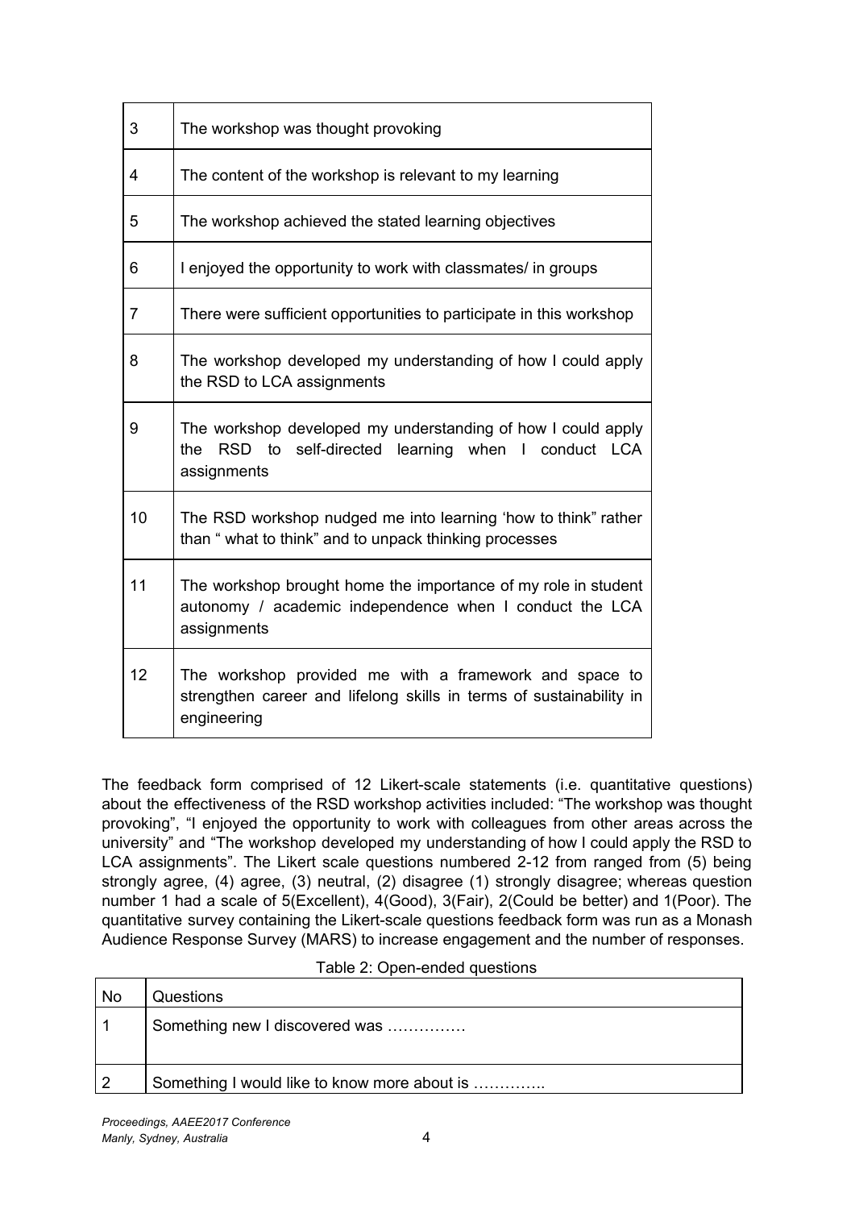| | |
|---|---|
| 3 | The workshop was thought provoking |
| 4 | The content of the workshop is relevant to my learning |
| 5 | The workshop achieved the stated learning objectives |
| 6 | I enjoyed the opportunity to work with classmates/ in groups |
| 7 | There were sufficient opportunities to participate in this workshop |
| 8 | The workshop developed my understanding of how I could apply the RSD to LCA assignments |
| 9 | The workshop developed my understanding of how I could apply the RSD to self-directed learning when I conduct LCA assignments |
| 10 | The RSD workshop nudged me into learning 'how to think" rather than " what to think" and to unpack thinking processes |
| 11 | The workshop brought home the importance of my role in student autonomy / academic independence when I conduct the LCA assignments |
| 12 | The workshop provided me with a framework and space to strengthen career and lifelong skills in terms of sustainability in engineering |

The feedback form comprised of 12 Likert-scale statements (i.e. quantitative questions) about the effectiveness of the RSD workshop activities included: "The workshop was thought provoking", "I enjoyed the opportunity to work with colleagues from other areas across the university" and "The workshop developed my understanding of how I could apply the RSD to LCA assignments". The Likert scale questions numbered 2-12 from ranged from (5) being strongly agree, (4) agree, (3) neutral, (2) disagree (1) strongly disagree; whereas question number 1 had a scale of 5(Excellent), 4(Good), 3(Fair), 2(Could be better) and 1(Poor). The quantitative survey containing the Likert-scale questions feedback form was run as a Monash Audience Response Survey (MARS) to increase engagement and the number of responses.

Table 2: Open-ended questions

| No | Questions |
|---|---|
| 1 | Something new I discovered was …………… |
| 2 | Something I would like to know more about is ………….. |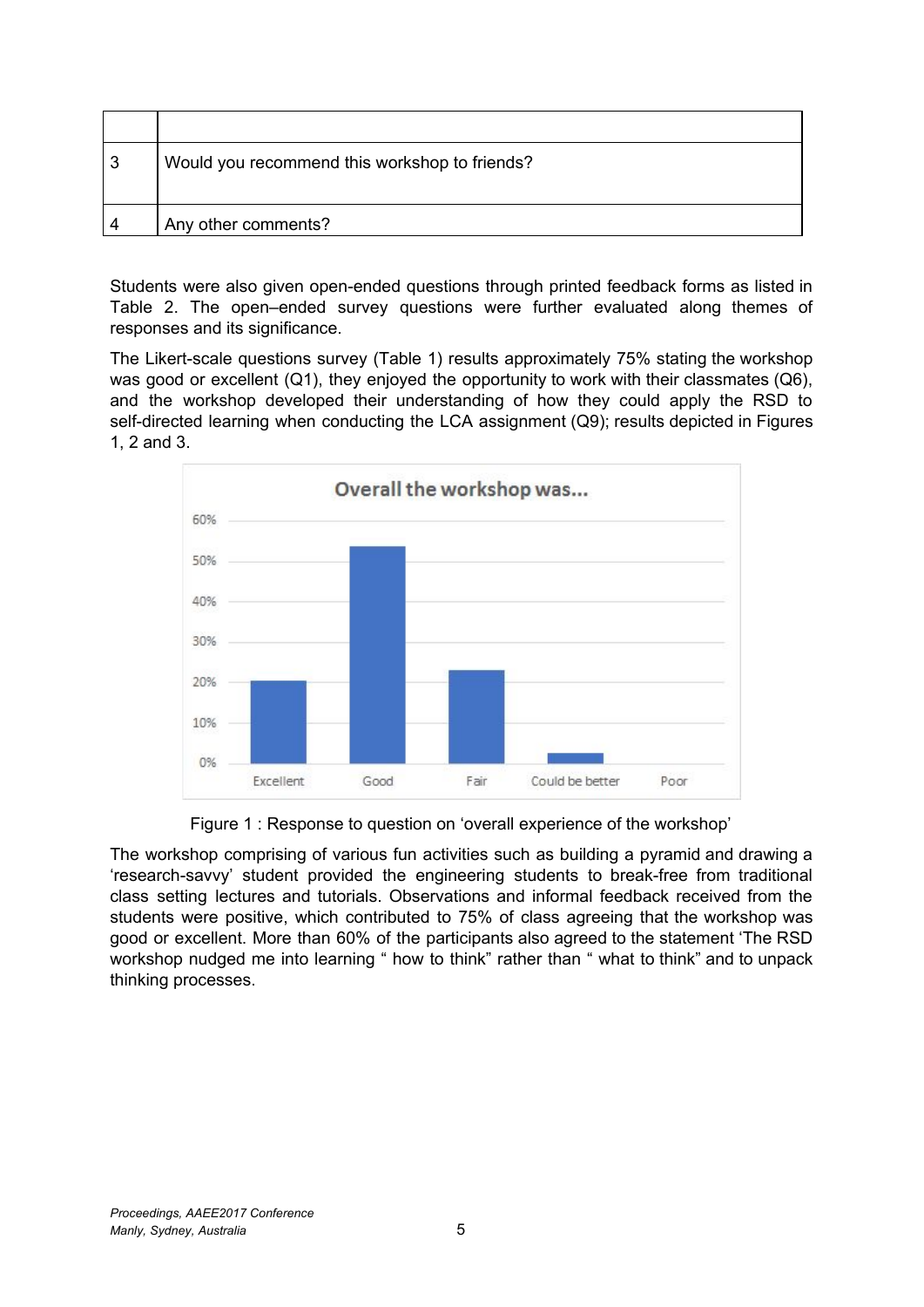|   |   |
|---|---|
| 3 | Would you recommend this workshop to friends? |
| 4 | Any other comments? |

Students were also given open-ended questions through printed feedback forms as listed in Table 2. The open–ended survey questions were further evaluated along themes of responses and its significance.

The Likert-scale questions survey (Table 1) results approximately 75% stating the workshop was good or excellent (Q1), they enjoyed the opportunity to work with their classmates (Q6), and the workshop developed their understanding of how they could apply the RSD to self-directed learning when conducting the LCA assignment (Q9); results depicted in Figures 1, 2 and 3.

Figure 1 : Response to question on 'overall experience of the workshop'

The workshop comprising of various fun activities such as building a pyramid and drawing a 'research-savvy' student provided the engineering students to break-free from traditional class setting lectures and tutorials. Observations and informal feedback received from the students were positive, which contributed to 75% of class agreeing that the workshop was good or excellent. More than 60% of the participants also agreed to the statement 'The RSD workshop nudged me into learning " how to think" rather than " what to think" and to unpack thinking processes.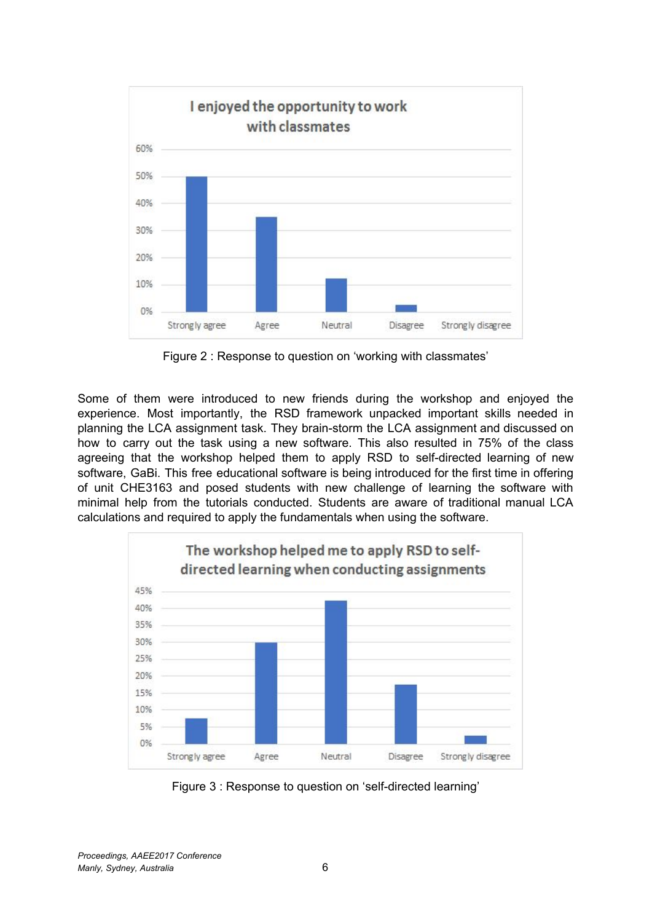Figure 2 : Response to question on ‘working with classmates’

Some of them were introduced to new friends during the workshop and enjoyed the experience. Most importantly, the RSD framework unpacked important skills needed in planning the LCA assignment task. They brain-storm the LCA assignment and discussed on how to carry out the task using a new software. This also resulted in 75% of the class agreeing that the workshop helped them to apply RSD to self-directed learning of new software, GaBi. This free educational software is being introduced for the first time in offering of unit CHE3163 and posed students with new challenge of learning the software with minimal help from the tutorials conducted. Students are aware of traditional manual LCA calculations and required to apply the fundamentals when using the software.

Figure 3 : Response to question on ‘self-directed learning’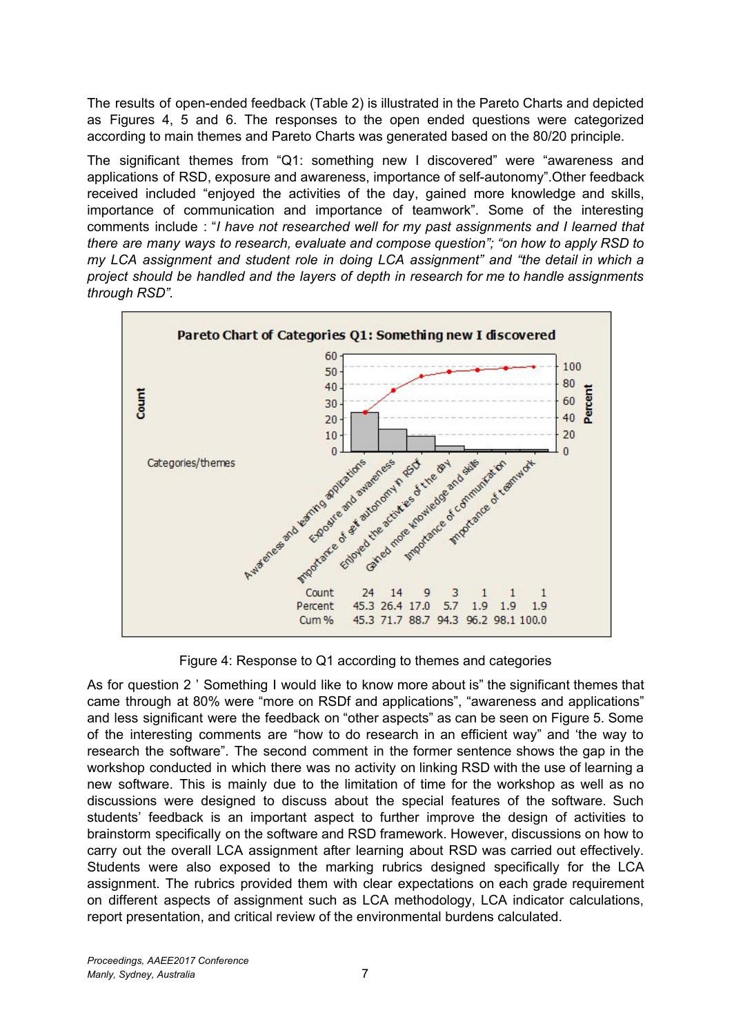The results of open-ended feedback (Table 2) is illustrated in the Pareto Charts and depicted as Figures 4, 5 and 6. The responses to the open ended questions were categorized according to main themes and Pareto Charts was generated based on the 80/20 principle.

The significant themes from “Q1: something new I discovered” were “awareness and applications of RSD, exposure and awareness, importance of self-autonomy”.Other feedback received included “enjoyed the activities of the day, gained more knowledge and skills, importance of communication and importance of teamwork”. Some of the interesting comments include : “*I have not researched well for my past assignments and I learned that there are many ways to research, evaluate and compose question”; “on how to apply RSD to my LCA assignment and student role in doing LCA assignment” and “the detail in which a project should be handled and the layers of depth in research for me to handle assignments through RSD”.*

**Pareto Chart of Categories Q1: Something new I discovered**

| Categories/themes | Awareness and learning applications | Exposure and awareness | Importance of self autonomy in RSDf | Enjoyed the activities of the day | Gained more knowledge and skills | Importance of communication | Importance of teamwork |
|---|---|---|---|---|---|---|---|
| Count | 24 | 14 | 9 | 3 | 1 | 1 | 1 |
| Percent | 45.3 | 26.4 | 17.0 | 5.7 | 1.9 | 1.9 | 1.9 |
| Cum % | 45.3 | 71.7 | 88.7 | 94.3 | 96.2 | 98.1 | 100.0 |

Figure 4: Response to Q1 according to themes and categories

As for question 2 ’ Something I would like to know more about is” the significant themes that came through at 80% were “more on RSDf and applications”, “awareness and applications” and less significant were the feedback on “other aspects” as can be seen on Figure 5. Some of the interesting comments are “how to do research in an efficient way” and ‘the way to research the software”. The second comment in the former sentence shows the gap in the workshop conducted in which there was no activity on linking RSD with the use of learning a new software. This is mainly due to the limitation of time for the workshop as well as no discussions were designed to discuss about the special features of the software. Such students’ feedback is an important aspect to further improve the design of activities to brainstorm specifically on the software and RSD framework. However, discussions on how to carry out the overall LCA assignment after learning about RSD was carried out effectively. Students were also exposed to the marking rubrics designed specifically for the LCA assignment. The rubrics provided them with clear expectations on each grade requirement on different aspects of assignment such as LCA methodology, LCA indicator calculations, report presentation, and critical review of the environmental burdens calculated.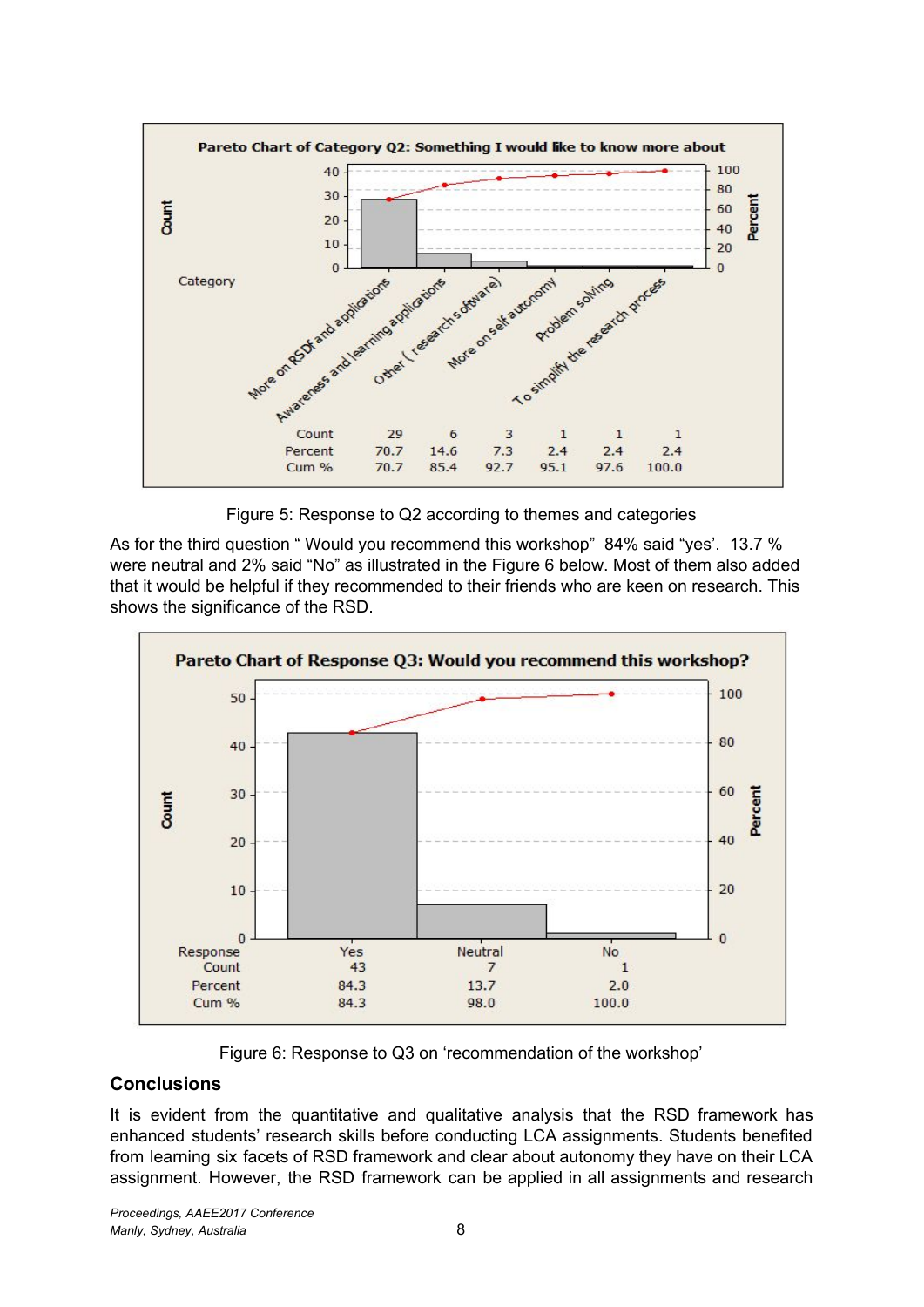| Category | More on RSDf and applications | Awareness and learning applications | Other ( research software) | More on self autonomy | Problem solving | To simplify the research process |
|---|---|---|---|---|---|---|
| Count | 29 | 6 | 3 | 1 | 1 | 1 |
| Percent | 70.7 | 14.6 | 7.3 | 2.4 | 2.4 | 2.4 |
| Cum % | 70.7 | 85.4 | 92.7 | 95.1 | 97.6 | 100.0 |

Figure 5: Response to Q2 according to themes and categories

As for the third question " Would you recommend this workshop" 84% said "yes'. 13.7 % were neutral and 2% said "No" as illustrated in the Figure 6 below. Most of them also added that it would be helpful if they recommended to their friends who are keen on research. This shows the significance of the RSD.

| Response | Yes | Neutral | No |
|---|---|---|---|
| Count | 43 | 7 | 1 |
| Percent | 84.3 | 13.7 | 2.0 |
| Cum % | 84.3 | 98.0 | 100.0 |

Figure 6: Response to Q3 on 'recommendation of the workshop'

## Conclusions

It is evident from the quantitative and qualitative analysis that the RSD framework has enhanced students' research skills before conducting LCA assignments. Students benefited from learning six facets of RSD framework and clear about autonomy they have on their LCA assignment. However, the RSD framework can be applied in all assignments and research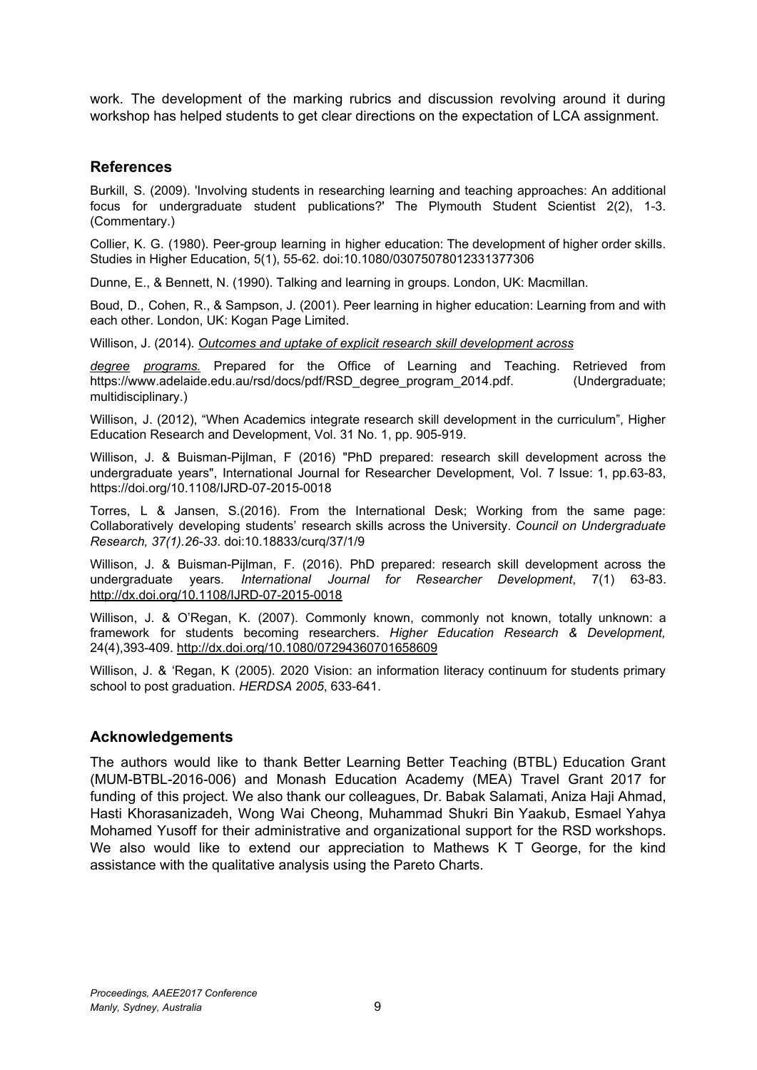work. The development of the marking rubrics and discussion revolving around it during workshop has helped students to get clear directions on the expectation of LCA assignment.

## References

Burkill, S. (2009). 'Involving students in researching learning and teaching approaches: An additional focus for undergraduate student publications?' The Plymouth Student Scientist 2(2), 1-3. (Commentary.)

Collier, K. G. (1980). Peer-group learning in higher education: The development of higher order skills. Studies in Higher Education, 5(1), 55-62. doi:10.1080/03075078012331377306

Dunne, E., & Bennett, N. (1990). Talking and learning in groups. London, UK: Macmillan.

Boud, D., Cohen, R., & Sampson, J. (2001). Peer learning in higher education: Learning from and with each other. London, UK: Kogan Page Limited.

Willison, J. (2014). *Outcomes and uptake of explicit research skill development across degree programs.* Prepared for the Office of Learning and Teaching. Retrieved from https://www.adelaide.edu.au/rsd/docs/pdf/RSD_degree_program_2014.pdf. (Undergraduate; multidisciplinary.)

Willison, J. (2012), "When Academics integrate research skill development in the curriculum", Higher Education Research and Development, Vol. 31 No. 1, pp. 905-919.

Willison, J. & Buisman-Pijlman, F (2016) "PhD prepared: research skill development across the undergraduate years", International Journal for Researcher Development, Vol. 7 Issue: 1, pp.63-83, https://doi.org/10.1108/IJRD-07-2015-0018

Torres, L & Jansen, S.(2016). From the International Desk; Working from the same page: Collaboratively developing students' research skills across the University. *Council on Undergraduate Research, 37(1).26-33*. doi:10.18833/curq/37/1/9

Willison, J. & Buisman-Pijlman, F. (2016). PhD prepared: research skill development across the undergraduate years. *International Journal for Researcher Development*, 7(1) 63-83. http://dx.doi.org/10.1108/IJRD-07-2015-0018

Willison, J. & O'Regan, K. (2007). Commonly known, commonly not known, totally unknown: a framework for students becoming researchers. *Higher Education Research & Development,* 24(4),393-409. http://dx.doi.org/10.1080/07294360701658609

Willison, J. & 'Regan, K (2005). 2020 Vision: an information literacy continuum for students primary school to post graduation. *HERDSA 2005*, 633-641.

## Acknowledgements

The authors would like to thank Better Learning Better Teaching (BTBL) Education Grant (MUM-BTBL-2016-006) and Monash Education Academy (MEA) Travel Grant 2017 for funding of this project. We also thank our colleagues, Dr. Babak Salamati, Aniza Haji Ahmad, Hasti Khorasanizadeh, Wong Wai Cheong, Muhammad Shukri Bin Yaakub, Esmael Yahya Mohamed Yusoff for their administrative and organizational support for the RSD workshops. We also would like to extend our appreciation to Mathews K T George, for the kind assistance with the qualitative analysis using the Pareto Charts.